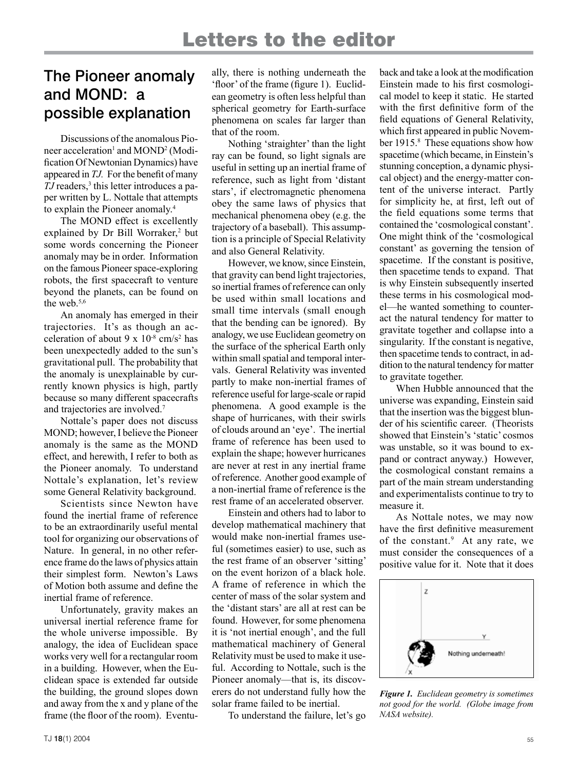# Letters to the editor

## The Pioneer anomaly and MOND: a possible explanation

Discussions of the anomalous Pioneer acceleration[1] and MOND[2] (Modification Of Newtonian Dynamics) have appeared in *TJ*. For the benefit of many *TJ* readers,[3] this letter introduces a paper written by L. Nottale that attempts to explain the Pioneer anomaly.[4]

The MOND effect is excellently explained by Dr Bill Worraker,[2] but some words concerning the Pioneer anomaly may be in order. Information on the famous Pioneer space-exploring robots, the first spacecraft to venture beyond the planets, can be found on the web.[5,6]

An anomaly has emerged in their trajectories. It's as though an acceleration of about 9 x $10^{-8}$ cm/$s^2$ has been unexpectedly added to the sun's gravitational pull. The probability that the anomaly is unexplainable by currently known physics is high, partly because so many different spacecrafts and trajectories are involved.[7]

Nottale's paper does not discuss MOND; however, I believe the Pioneer anomaly is the same as the MOND effect, and herewith, I refer to both as the Pioneer anomaly. To understand Nottale's explanation, let's review some General Relativity background.

Scientists since Newton have found the inertial frame of reference to be an extraordinarily useful mental tool for organizing our observations of Nature. In general, in no other reference frame do the laws of physics attain their simplest form. Newton's Laws of Motion both assume and define the inertial frame of reference.

Unfortunately, gravity makes an universal inertial reference frame for the whole universe impossible. By analogy, the idea of Euclidean space works very well for a rectangular room in a building. However, when the Euclidean space is extended far outside the building, the ground slopes down and away from the x and y plane of the frame (the floor of the room). Eventually, there is nothing underneath the 'floor' of the frame (figure 1). Euclidean geometry is often less helpful than spherical geometry for Earth-surface phenomena on scales far larger than that of the room.

Nothing 'straighter' than the light ray can be found, so light signals are useful in setting up an inertial frame of reference, such as light from 'distant stars', if electromagnetic phenomena obey the same laws of physics that mechanical phenomena obey (e.g. the trajectory of a baseball). This assumption is a principle of Special Relativity and also General Relativity.

However, we know, since Einstein, that gravity can bend light trajectories, so inertial frames of reference can only be used within small locations and small time intervals (small enough that the bending can be ignored). By analogy, we use Euclidean geometry on the surface of the spherical Earth only within small spatial and temporal intervals. General Relativity was invented partly to make non-inertial frames of reference useful for large-scale or rapid phenomena. A good example is the shape of hurricanes, with their swirls of clouds around an 'eye'. The inertial frame of reference has been used to explain the shape; however hurricanes are never at rest in any inertial frame of reference. Another good example of a non-inertial frame of reference is the rest frame of an accelerated observer.

Einstein and others had to labor to develop mathematical machinery that would make non-inertial frames useful (sometimes easier) to use, such as the rest frame of an observer 'sitting' on the event horizon of a black hole. A frame of reference in which the center of mass of the solar system and the 'distant stars' are all at rest can be found. However, for some phenomena it is 'not inertial enough', and the full mathematical machinery of General Relativity must be used to make it useful. According to Nottale, such is the Pioneer anomaly—that is, its discoverers do not understand fully how the solar frame failed to be inertial.

To understand the failure, let's go back and take a look at the modification Einstein made to his first cosmological model to keep it static. He started with the first definitive form of the field equations of General Relativity, which first appeared in public November 1915.[8] These equations show how spacetime (which became, in Einstein's stunning conception, a dynamic physical object) and the energy-matter content of the universe interact. Partly for simplicity he, at first, left out of the field equations some terms that contained the 'cosmological constant'. One might think of the 'cosmological constant' as governing the tension of spacetime. If the constant is positive, then spacetime tends to expand. That is why Einstein subsequently inserted these terms in his cosmological model—he wanted something to counteract the natural tendency for matter to gravitate together and collapse into a singularity. If the constant is negative, then spacetime tends to contract, in addition to the natural tendency for matter to gravitate together.

When Hubble announced that the universe was expanding, Einstein said that the insertion was the biggest blunder of his scientific career. (Theorists showed that Einstein's 'static' cosmos was unstable, so it was bound to expand or contract anyway.) However, the cosmological constant remains a part of the main stream understanding and experimentalists continue to try to measure it.

As Nottale notes, we may now have the first definitive measurement of the constant.[9] At any rate, we must consider the consequences of a positive value for it. Note that it does

*Figure 1. Euclidean geometry is sometimes not good for the world. (Globe image from NASA website).*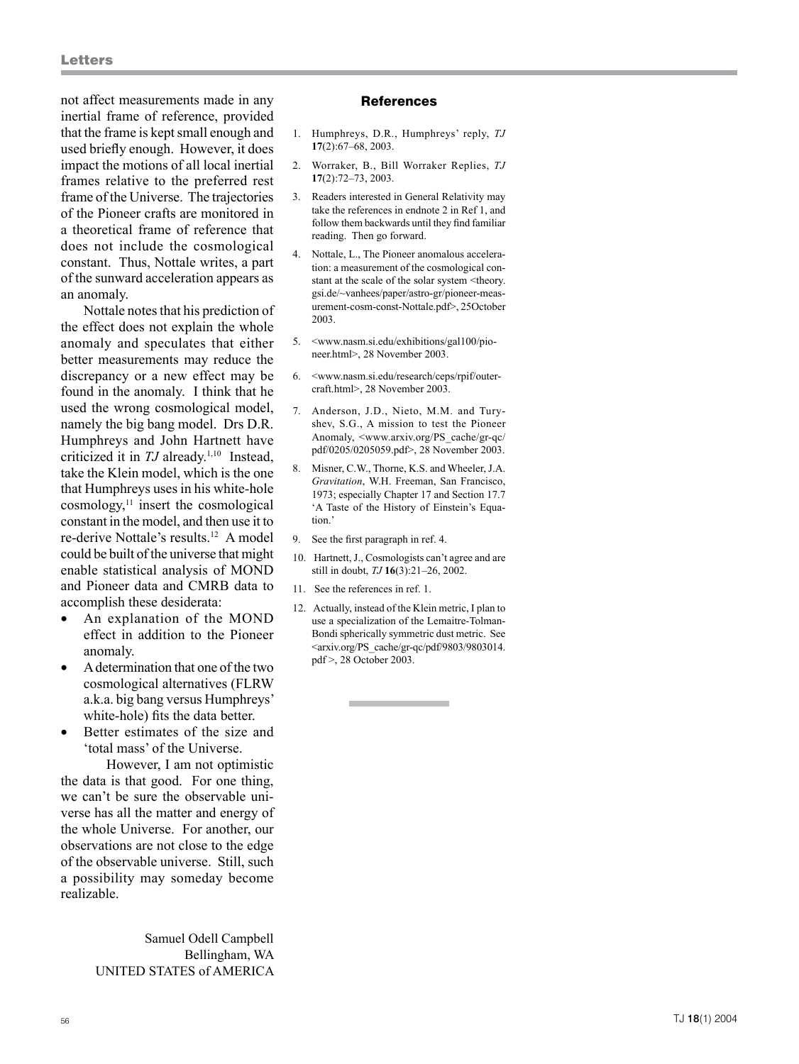not affect measurements made in any inertial frame of reference, provided that the frame is kept small enough and used briefly enough. However, it does impact the motions of all local inertial frames relative to the preferred rest frame of the Universe. The trajectories of the Pioneer crafts are monitored in a theoretical frame of reference that does not include the cosmological constant. Thus, Nottale writes, a part of the sunward acceleration appears as an anomaly.

Nottale notes that his prediction of the effect does not explain the whole anomaly and speculates that either better measurements may reduce the discrepancy or a new effect may be found in the anomaly. I think that he used the wrong cosmological model, namely the big bang model. Drs D.R. Humphreys and John Hartnett have criticized it in *TJ* already.[1,10] Instead, take the Klein model, which is the one that Humphreys uses in his white-hole cosmology,[11] insert the cosmological constant in the model, and then use it to re-derive Nottale's results.[12] A model could be built of the universe that might enable statistical analysis of MOND and Pioneer data and CMRB data to accomplish these desiderata:

- An explanation of the MOND effect in addition to the Pioneer anomaly.
- A determination that one of the two cosmological alternatives (FLRW a.k.a. big bang versus Humphreys' white-hole) fits the data better.
- Better estimates of the size and 'total mass' of the Universe.

However, I am not optimistic the data is that good. For one thing, we can't be sure the observable universe has all the matter and energy of the whole Universe. For another, our observations are not close to the edge of the observable universe. Still, such a possibility may someday become realizable.

Samuel Odell Campbell
Bellingham, WA
UNITED STATES of AMERICA

## References

1. Humphreys, D.R., Humphreys' reply, *TJ* **17**(2):67–68, 2003.
2. Worraker, B., Bill Worraker Replies, *TJ* **17**(2):72–73, 2003.
3. Readers interested in General Relativity may take the references in endnote 2 in Ref 1, and follow them backwards until they find familiar reading. Then go forward.
4. Nottale, L., The Pioneer anomalous acceleration: a measurement of the cosmological constant at the scale of the solar system <theory.gsi.de/~vanhees/paper/astro-gr/pioneer-measurement-cosm-const-Nottale.pdf>, 25October 2003.
5. <www.nasm.si.edu/exhibitions/gal100/pioneer.html>, 28 November 2003.
6. <www.nasm.si.edu/research/ceps/rpif/outercraft.html>, 28 November 2003.
7. Anderson, J.D., Nieto, M.M. and Turyshev, S.G., A mission to test the Pioneer Anomaly, <www.arxiv.org/PS_cache/gr-qc/pdf/0205/0205059.pdf>, 28 November 2003.
8. Misner, C.W., Thorne, K.S. and Wheeler, J.A. *Gravitation*, W.H. Freeman, San Francisco, 1973; especially Chapter 17 and Section 17.7 'A Taste of the History of Einstein's Equation.'
9. See the first paragraph in ref. 4.
10. Hartnett, J., Cosmologists can't agree and are still in doubt, *TJ* **16**(3):21–26, 2002.
11. See the references in ref. 1.
12. Actually, instead of the Klein metric, I plan to use a specialization of the Lemaitre-Tolman-Bondi spherically symmetric dust metric. See <arxiv.org/PS_cache/gr-qc/pdf/9803/9803014.pdf >, 28 October 2003.